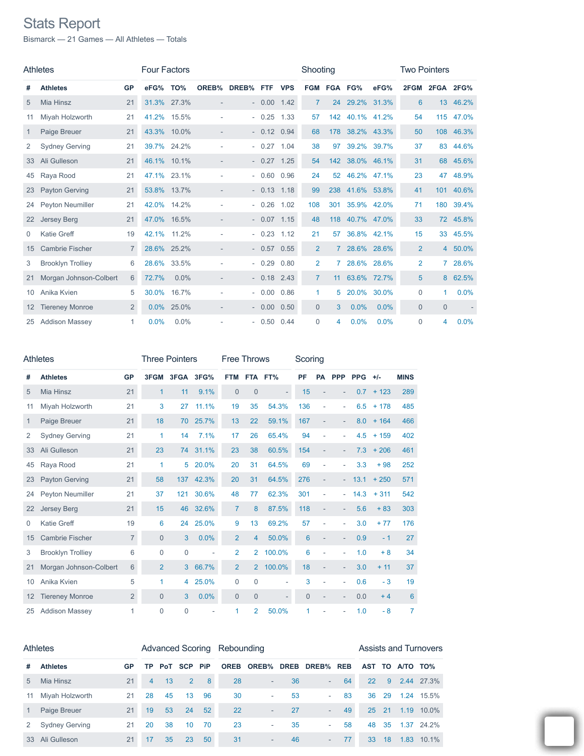# Stats Report

Bismarck — 21 Games — All Athletes — Totals

| Athletes | | | Four Factors | | | | | | Shooting | | | | Two Pointers | | |
|---|---|---|---|---|---|---|---|---|---|---|---|---|---|---|---|
| # | Athletes | GP | eFG% | TO% | OREB% | DREB% | FTF | VPS | FGM | FGA | FG% | eFG% | 2FGM | 2FGA | 2FG% |
| 5 | Mia Hinsz | 21 | 31.3% | 27.3% | - | - | 0.00 | 1.42 | 7 | 24 | 29.2% | 31.3% | 6 | 13 | 46.2% |
| 11 | Miyah Holzworth | 21 | 41.2% | 15.5% | - | - | 0.25 | 1.33 | 57 | 142 | 40.1% | 41.2% | 54 | 115 | 47.0% |
| 1 | Paige Breuer | 21 | 43.3% | 10.0% | - | - | 0.12 | 0.94 | 68 | 178 | 38.2% | 43.3% | 50 | 108 | 46.3% |
| 2 | Sydney Gerving | 21 | 39.7% | 24.2% | - | - | 0.27 | 1.04 | 38 | 97 | 39.2% | 39.7% | 37 | 83 | 44.6% |
| 33 | Ali Gulleson | 21 | 46.1% | 10.1% | - | - | 0.27 | 1.25 | 54 | 142 | 38.0% | 46.1% | 31 | 68 | 45.6% |
| 45 | Raya Rood | 21 | 47.1% | 23.1% | - | - | 0.60 | 0.96 | 24 | 52 | 46.2% | 47.1% | 23 | 47 | 48.9% |
| 23 | Payton Gerving | 21 | 53.8% | 13.7% | - | - | 0.13 | 1.18 | 99 | 238 | 41.6% | 53.8% | 41 | 101 | 40.6% |
| 24 | Peyton Neumiller | 21 | 42.0% | 14.2% | - | - | 0.26 | 1.02 | 108 | 301 | 35.9% | 42.0% | 71 | 180 | 39.4% |
| 22 | Jersey Berg | 21 | 47.0% | 16.5% | - | - | 0.07 | 1.15 | 48 | 118 | 40.7% | 47.0% | 33 | 72 | 45.8% |
| 0 | Katie Greff | 19 | 42.1% | 11.2% | - | - | 0.23 | 1.12 | 21 | 57 | 36.8% | 42.1% | 15 | 33 | 45.5% |
| 15 | Cambrie Fischer | 7 | 28.6% | 25.2% | - | - | 0.57 | 0.55 | 2 | 7 | 28.6% | 28.6% | 2 | 4 | 50.0% |
| 3 | Brooklyn Trolliey | 6 | 28.6% | 33.5% | - | - | 0.29 | 0.80 | 2 | 7 | 28.6% | 28.6% | 2 | 7 | 28.6% |
| 21 | Morgan Johnson-Colbert | 6 | 72.7% | 0.0% | - | - | 0.18 | 2.43 | 7 | 11 | 63.6% | 72.7% | 5 | 8 | 62.5% |
| 10 | Anika Kvien | 5 | 30.0% | 16.7% | - | - | 0.00 | 0.86 | 1 | 5 | 20.0% | 30.0% | 0 | 1 | 0.0% |
| 12 | Tiereney Monroe | 2 | 0.0% | 25.0% | - | - | 0.00 | 0.50 | 0 | 3 | 0.0% | 0.0% | 0 | 0 | - |
| 25 | Addison Massey | 1 | 0.0% | 0.0% | - | - | 0.50 | 0.44 | 0 | 4 | 0.0% | 0.0% | 0 | 4 | 0.0% |

| Athletes | | | Three Pointers | | | Free Throws | | | Scoring | | | | | |
|---|---|---|---|---|---|---|---|---|---|---|---|---|---|---|
| # | Athletes | GP | 3FGM | 3FGA | 3FG% | FTM | FTA | FT% | PF | PA | PPP | PPG | +/- | MINS |
| 5 | Mia Hinsz | 21 | 1 | 11 | 9.1% | 0 | 0 | - | 15 | - | - | 0.7 | + 123 | 289 |
| 11 | Miyah Holzworth | 21 | 3 | 27 | 11.1% | 19 | 35 | 54.3% | 136 | - | - | 6.5 | + 178 | 485 |
| 1 | Paige Breuer | 21 | 18 | 70 | 25.7% | 13 | 22 | 59.1% | 167 | - | - | 8.0 | + 164 | 466 |
| 2 | Sydney Gerving | 21 | 1 | 14 | 7.1% | 17 | 26 | 65.4% | 94 | - | - | 4.5 | + 159 | 402 |
| 33 | Ali Gulleson | 21 | 23 | 74 | 31.1% | 23 | 38 | 60.5% | 154 | - | - | 7.3 | + 206 | 461 |
| 45 | Raya Rood | 21 | 1 | 5 | 20.0% | 20 | 31 | 64.5% | 69 | - | - | 3.3 | + 98 | 252 |
| 23 | Payton Gerving | 21 | 58 | 137 | 42.3% | 20 | 31 | 64.5% | 276 | - | - | 13.1 | + 250 | 571 |
| 24 | Peyton Neumiller | 21 | 37 | 121 | 30.6% | 48 | 77 | 62.3% | 301 | - | - | 14.3 | + 311 | 542 |
| 22 | Jersey Berg | 21 | 15 | 46 | 32.6% | 7 | 8 | 87.5% | 118 | - | - | 5.6 | + 83 | 303 |
| 0 | Katie Greff | 19 | 6 | 24 | 25.0% | 9 | 13 | 69.2% | 57 | - | - | 3.0 | + 77 | 176 |
| 15 | Cambrie Fischer | 7 | 0 | 3 | 0.0% | 2 | 4 | 50.0% | 6 | - | - | 0.9 | - 1 | 27 |
| 3 | Brooklyn Trolliey | 6 | 0 | 0 | - | 2 | 2 | 100.0% | 6 | - | - | 1.0 | + 8 | 34 |
| 21 | Morgan Johnson-Colbert | 6 | 2 | 3 | 66.7% | 2 | 2 | 100.0% | 18 | - | - | 3.0 | + 11 | 37 |
| 10 | Anika Kvien | 5 | 1 | 4 | 25.0% | 0 | 0 | - | 3 | - | - | 0.6 | - 3 | 19 |
| 12 | Tiereney Monroe | 2 | 0 | 3 | 0.0% | 0 | 0 | - | 0 | - | - | 0.0 | + 4 | 6 |
| 25 | Addison Massey | 1 | 0 | 0 | - | 1 | 2 | 50.0% | 1 | - | - | 1.0 | - 8 | 7 |

| Athletes | | | Advanced Scoring | | | | Rebounding | | | | | Assists and Turnovers | | | |
|---|---|---|---|---|---|---|---|---|---|---|---|---|---|---|---|
| # | Athletes | GP | TP | PoT | SCP | PiP | OREB | OREB% | DREB | DREB% | REB | AST | TO | A/TO | TO% |
| 5 | Mia Hinsz | 21 | 4 | 13 | 2 | 8 | 28 | - | 36 | - | 64 | 22 | 9 | 2.44 | 27.3% |
| 11 | Miyah Holzworth | 21 | 28 | 45 | 13 | 96 | 30 | - | 53 | - | 83 | 36 | 29 | 1.24 | 15.5% |
| 1 | Paige Breuer | 21 | 19 | 53 | 24 | 52 | 22 | - | 27 | - | 49 | 25 | 21 | 1.19 | 10.0% |
| 2 | Sydney Gerving | 21 | 20 | 38 | 10 | 70 | 23 | - | 35 | - | 58 | 48 | 35 | 1.37 | 24.2% |
| 33 | Ali Gulleson | 21 | 17 | 35 | 23 | 50 | 31 | - | 46 | - | 77 | 33 | 18 | 1.83 | 10.1% |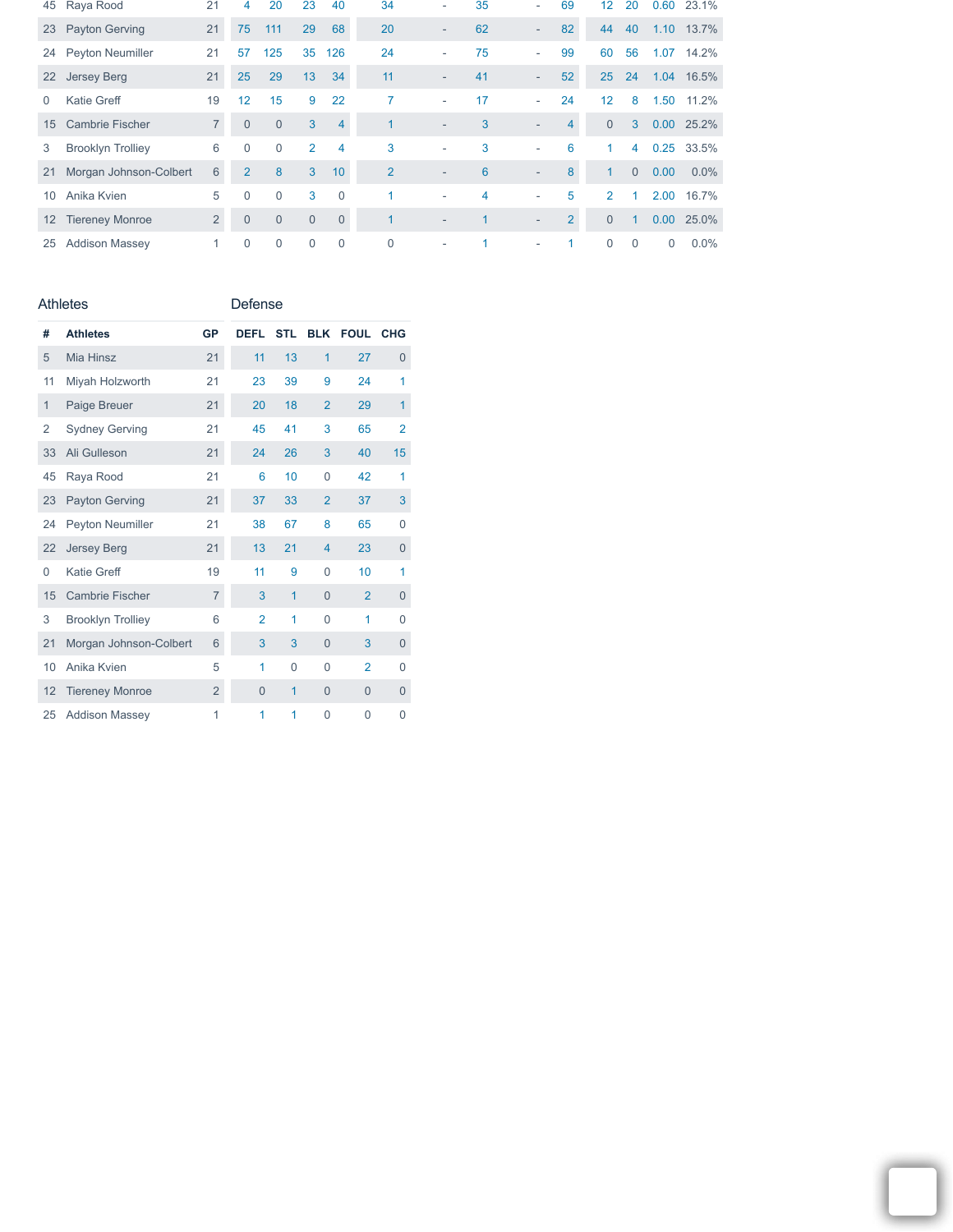| # | Athletes | GP | | | | | | | | | | | | | |
|---|---|---|---|---|---|---|---|---|---|---|---|---|---|---|---|
| 45 | Raya Rood | 21 | 4 | 20 | 23 | 40 | 34 | - | 35 | - | 69 | 12 | 20 | 0.60 | 23.1% |
| 23 | Payton Gerving | 21 | 75 | 111 | 29 | 68 | 20 | - | 62 | - | 82 | 44 | 40 | 1.10 | 13.7% |
| 24 | Peyton Neumiller | 21 | 57 | 125 | 35 | 126 | 24 | - | 75 | - | 99 | 60 | 56 | 1.07 | 14.2% |
| 22 | Jersey Berg | 21 | 25 | 29 | 13 | 34 | 11 | - | 41 | - | 52 | 25 | 24 | 1.04 | 16.5% |
| 0 | Katie Greff | 19 | 12 | 15 | 9 | 22 | 7 | - | 17 | - | 24 | 12 | 8 | 1.50 | 11.2% |
| 15 | Cambrie Fischer | 7 | 0 | 0 | 3 | 4 | 1 | - | 3 | - | 4 | 0 | 3 | 0.00 | 25.2% |
| 3 | Brooklyn Trolley | 6 | 0 | 0 | 2 | 4 | 3 | - | 3 | - | 6 | 1 | 4 | 0.25 | 33.5% |
| 21 | Morgan Johnson-Colbert | 6 | 2 | 8 | 3 | 10 | 2 | - | 6 | - | 8 | 1 | 0 | 0.00 | 0.0% |
| 10 | Anika Kvien | 5 | 0 | 0 | 3 | 0 | 1 | - | 4 | - | 5 | 2 | 1 | 2.00 | 16.7% |
| 12 | Tiereney Monroe | 2 | 0 | 0 | 0 | 0 | 1 | - | 1 | - | 2 | 0 | 1 | 0.00 | 25.0% |
| 25 | Addison Massey | 1 | 0 | 0 | 0 | 0 | 0 | - | 1 | - | 1 | 0 | 0 | 0 | 0.0% |

## Athletes / Defense

| # | Athletes | GP | DEFL | STL | BLK | FOUL | CHG |
|---|---|---|---|---|---|---|---|
| 5 | Mia Hinsz | 21 | 11 | 13 | 1 | 27 | 0 |
| 11 | Miyah Holzworth | 21 | 23 | 39 | 9 | 24 | 1 |
| 1 | Paige Breuer | 21 | 20 | 18 | 2 | 29 | 1 |
| 2 | Sydney Gerving | 21 | 45 | 41 | 3 | 65 | 2 |
| 33 | Ali Gulleson | 21 | 24 | 26 | 3 | 40 | 15 |
| 45 | Raya Rood | 21 | 6 | 10 | 0 | 42 | 1 |
| 23 | Payton Gerving | 21 | 37 | 33 | 2 | 37 | 3 |
| 24 | Peyton Neumiller | 21 | 38 | 67 | 8 | 65 | 0 |
| 22 | Jersey Berg | 21 | 13 | 21 | 4 | 23 | 0 |
| 0 | Katie Greff | 19 | 11 | 9 | 0 | 10 | 1 |
| 15 | Cambrie Fischer | 7 | 3 | 1 | 0 | 2 | 0 |
| 3 | Brooklyn Trolley | 6 | 2 | 1 | 0 | 1 | 0 |
| 21 | Morgan Johnson-Colbert | 6 | 3 | 3 | 0 | 3 | 0 |
| 10 | Anika Kvien | 5 | 1 | 0 | 0 | 2 | 0 |
| 12 | Tiereney Monroe | 2 | 0 | 1 | 0 | 0 | 0 |
| 25 | Addison Massey | 1 | 1 | 1 | 0 | 0 | 0 |